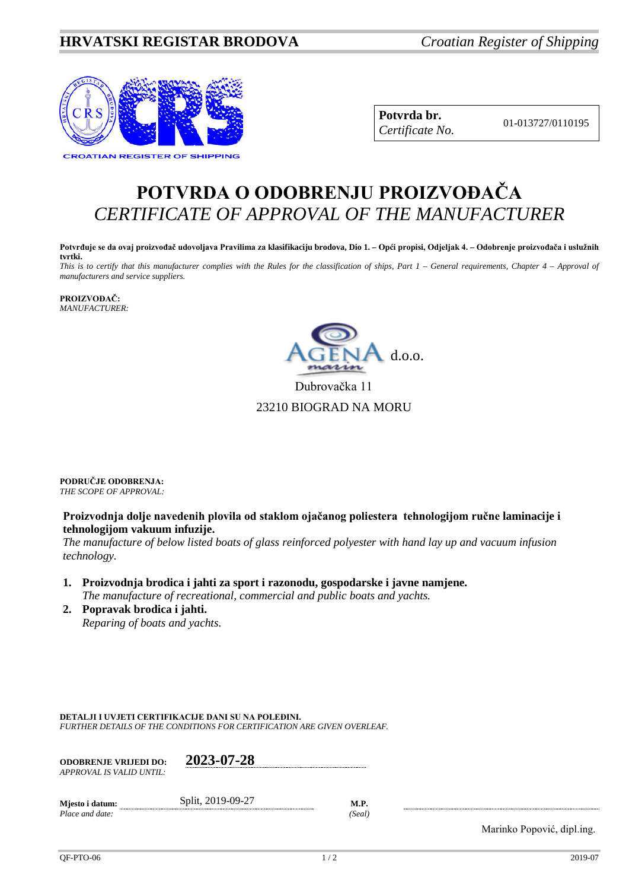# HRVATSKI REGISTAR BRODOVA *Croatian Register of Shipping*

CROATIAN REGISTER OF SHIPPING

| **Potvrda br.** *Certificate No.* | 01-013727/0110195 |
|---|---|

# POTVRDA O ODOBRENJU PROIZVOĐAČA
# *CERTIFICATE OF APPROVAL OF THE MANUFACTURER*

**Potvrđuje se da ovaj proizvođač udovoljava Pravilima za klasifikaciju brodova, Dio 1. – Opći propisi, Odjeljak 4. – Odobrenje proizvođača i uslužnih tvrtki.**
*This is to certify that this manufacturer complies with the Rules for the classification of ships, Part 1 – General requirements, Chapter 4 – Approval of manufacturers and service suppliers.*

**PROIZVOĐAČ:**
*MANUFACTURER:*

AGENA marin d.o.o.
Dubrovačka 11
23210 BIOGRAD NA MORU

**PODRUČJE ODOBRENJA:**
*THE SCOPE OF APPROVAL:*

**Proizvodnja dolje navedenih plovila od staklom ojačanog poliestera tehnologijom ručne laminacije i tehnologijom vakuum infuzije.**
*The manufacture of below listed boats of glass reinforced polyester with hand lay up and vacuum infusion technology.*

1. **Proizvodnja brodica i jahti za sport i razonodu, gospodarske i javne namjene.**
   *The manufacture of recreational, commercial and public boats and yachts.*
2. **Popravak brodica i jahti.**
   *Reparing of boats and yachts.*

**DETALJI I UVJETI CERTIFIKACIJE DANI SU NA POLEĐINI.**
*FURTHER DETAILS OF THE CONDITIONS FOR CERTIFICATION ARE GIVEN OVERLEAF.*

**ODOBRENJE VRIJEDI DO:** *APPROVAL IS VALID UNTIL:* **2023-07-28**

**Mjesto i datum:** *Place and date:* Split, 2019-09-27

**M.P.** *(Seal)*

Marinko Popović, dipl.ing.

QF-PTO-06 2019-07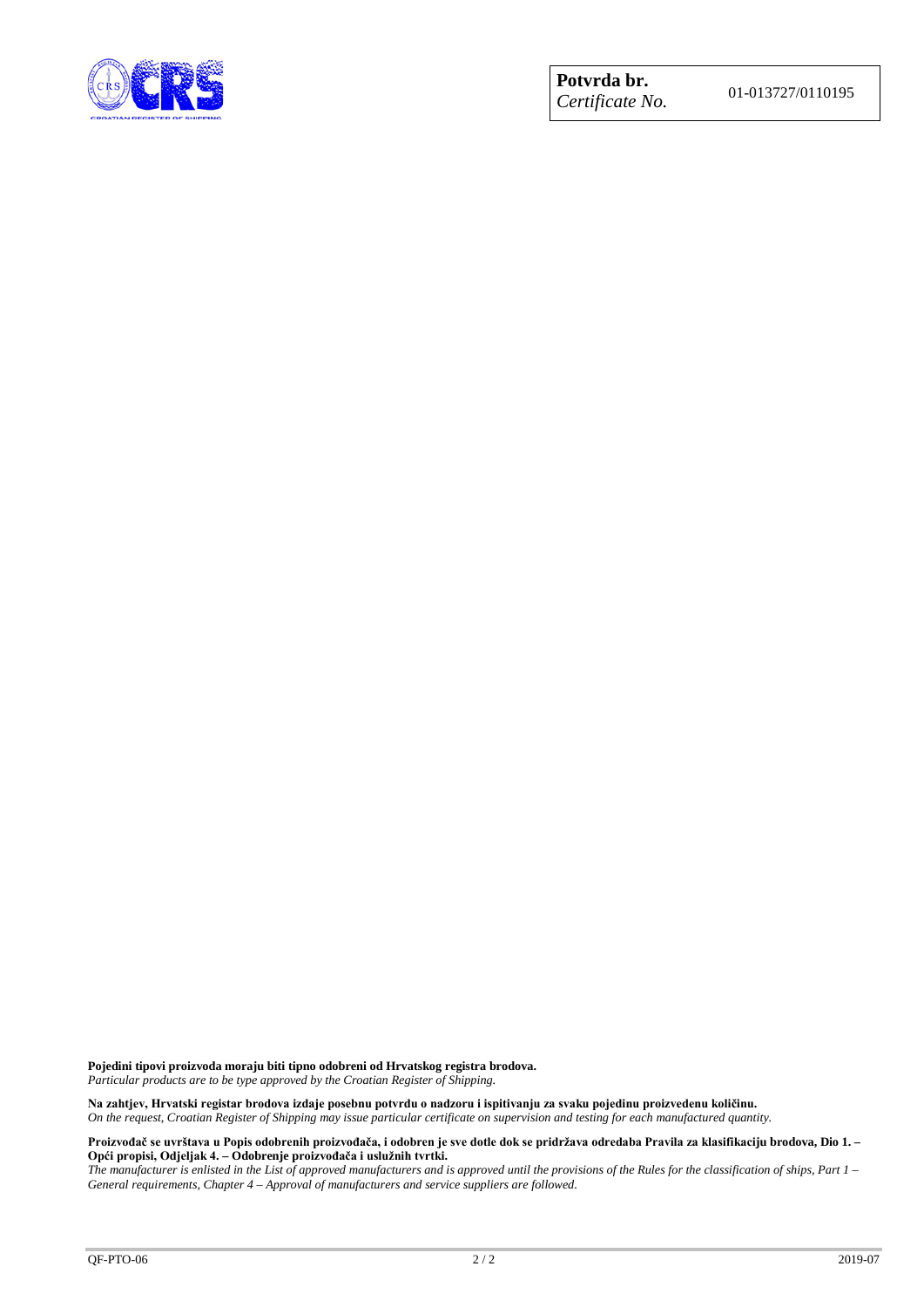| | |
|---|---|
| **Potvrda br.** *Certificate No.* | 01-013727/0110195 |

**Pojedini tipovi proizvoda moraju biti tipno odobreni od Hrvatskog registra brodova.**
*Particular products are to be type approved by the Croatian Register of Shipping.*

**Na zahtjev, Hrvatski registar brodova izdaje posebnu potvrdu o nadzoru i ispitivanju za svaku pojedinu proizvedenu količinu.**
*On the request, Croatian Register of Shipping may issue particular certificate on supervision and testing for each manufactured quantity.*

**Proizvođač se uvrštava u Popis odobrenih proizvođača, i odobren je sve dotle dok se pridržava odredaba Pravila za klasifikaciju brodova, Dio 1. – Opći propisi, Odjeljak 4. – Odobrenje proizvođača i uslužnih tvrtki.**
*The manufacturer is enlisted in the List of approved manufacturers and is approved until the provisions of the Rules for the classification of ships, Part 1 – General requirements, Chapter 4 – Approval of manufacturers and service suppliers are followed.*